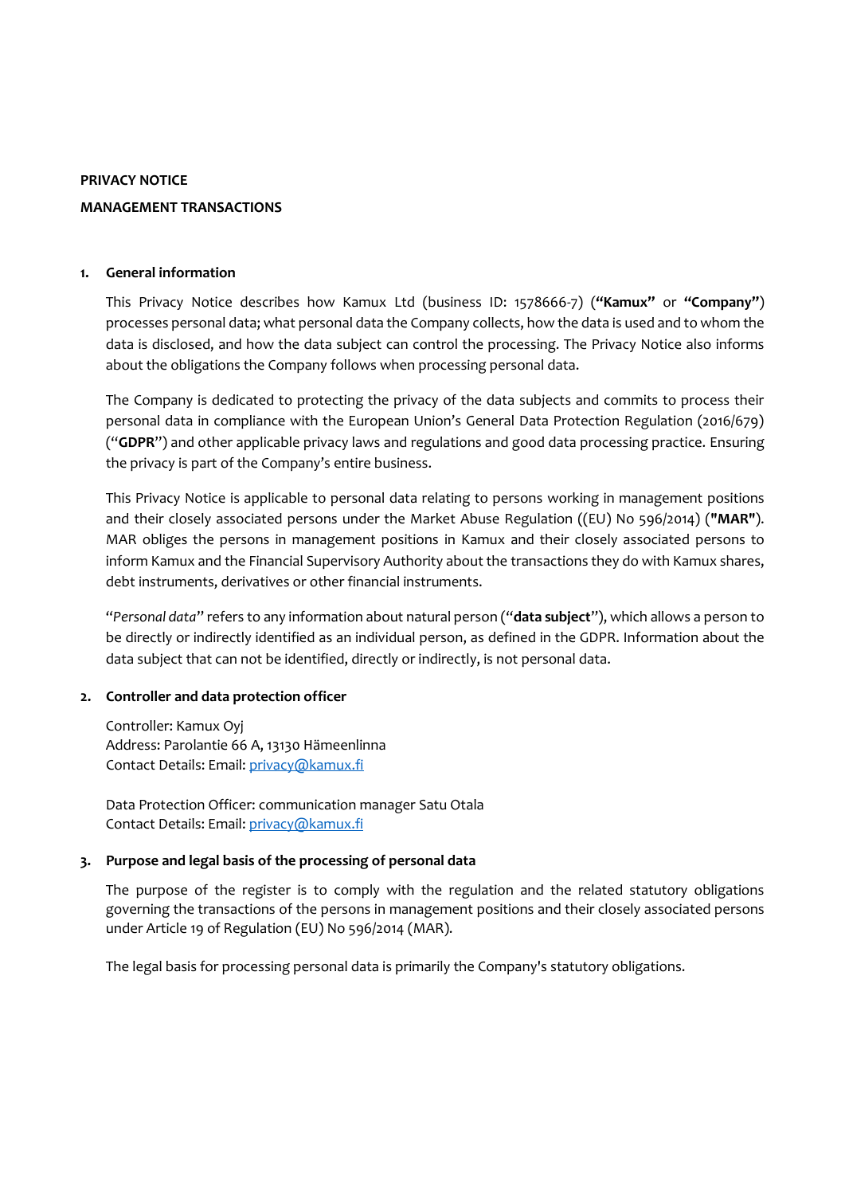# PRIVACY NOTICE

# MANAGEMENT TRANSACTIONS

## 1. General information

This Privacy Notice describes how Kamux Ltd (business ID: 1578666-7) (**"Kamux"** or **"Company"**) processes personal data; what personal data the Company collects, how the data is used and to whom the data is disclosed, and how the data subject can control the processing. The Privacy Notice also informs about the obligations the Company follows when processing personal data.

The Company is dedicated to protecting the privacy of the data subjects and commits to process their personal data in compliance with the European Union's General Data Protection Regulation (2016/679) ("**GDPR**") and other applicable privacy laws and regulations and good data processing practice. Ensuring the privacy is part of the Company's entire business.

This Privacy Notice is applicable to personal data relating to persons working in management positions and their closely associated persons under the Market Abuse Regulation ((EU) No 596/2014) (**"MAR"**). MAR obliges the persons in management positions in Kamux and their closely associated persons to inform Kamux and the Financial Supervisory Authority about the transactions they do with Kamux shares, debt instruments, derivatives or other financial instruments.

"*Personal data*" refers to any information about natural person ("**data subject**"), which allows a person to be directly or indirectly identified as an individual person, as defined in the GDPR. Information about the data subject that can not be identified, directly or indirectly, is not personal data.

## 2. Controller and data protection officer

Controller: Kamux Oyj
Address: Parolantie 66 A, 13130 Hämeenlinna
Contact Details: Email: privacy@kamux.fi

Data Protection Officer: communication manager Satu Otala
Contact Details: Email: privacy@kamux.fi

## 3. Purpose and legal basis of the processing of personal data

The purpose of the register is to comply with the regulation and the related statutory obligations governing the transactions of the persons in management positions and their closely associated persons under Article 19 of Regulation (EU) No 596/2014 (MAR).

The legal basis for processing personal data is primarily the Company's statutory obligations.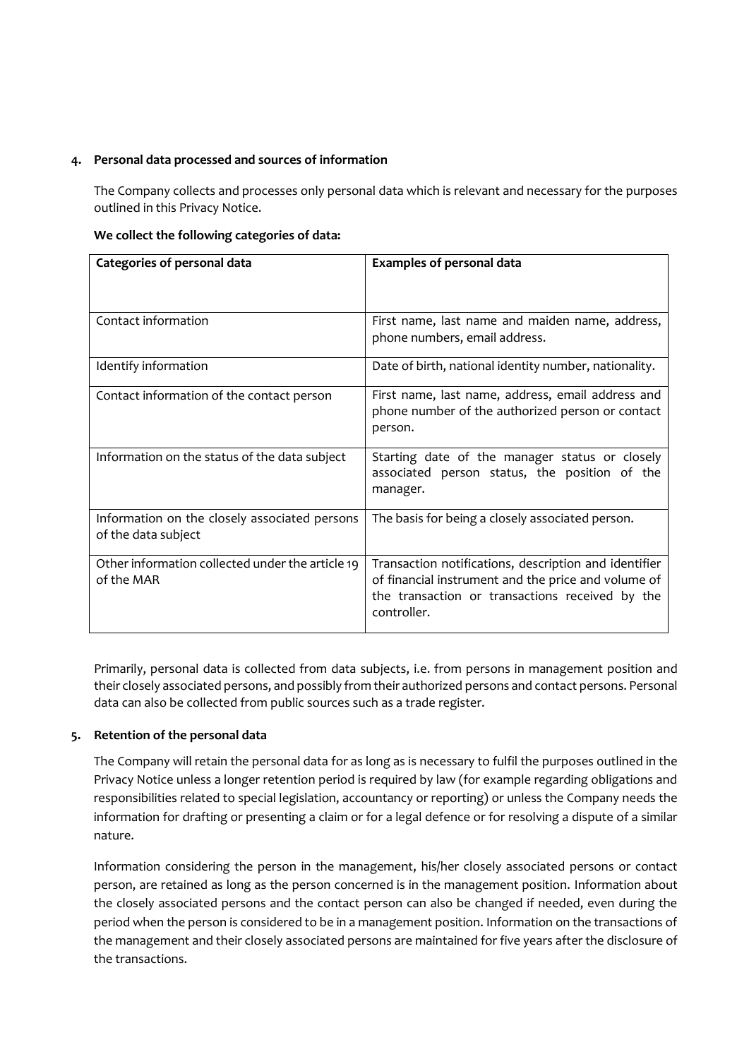## 4. Personal data processed and sources of information

The Company collects and processes only personal data which is relevant and necessary for the purposes outlined in this Privacy Notice.

**We collect the following categories of data:**

| Categories of personal data | Examples of personal data |
| --- | --- |
| Contact information | First name, last name and maiden name, address, phone numbers, email address. |
| Identify information | Date of birth, national identity number, nationality. |
| Contact information of the contact person | First name, last name, address, email address and phone number of the authorized person or contact person. |
| Information on the status of the data subject | Starting date of the manager status or closely associated person status, the position of the manager. |
| Information on the closely associated persons of the data subject | The basis for being a closely associated person. |
| Other information collected under the article 19 of the MAR | Transaction notifications, description and identifier of financial instrument and the price and volume of the transaction or transactions received by the controller. |

Primarily, personal data is collected from data subjects, i.e. from persons in management position and their closely associated persons, and possibly from their authorized persons and contact persons. Personal data can also be collected from public sources such as a trade register.

## 5. Retention of the personal data

The Company will retain the personal data for as long as is necessary to fulfil the purposes outlined in the Privacy Notice unless a longer retention period is required by law (for example regarding obligations and responsibilities related to special legislation, accountancy or reporting) or unless the Company needs the information for drafting or presenting a claim or for a legal defence or for resolving a dispute of a similar nature.

Information considering the person in the management, his/her closely associated persons or contact person, are retained as long as the person concerned is in the management position. Information about the closely associated persons and the contact person can also be changed if needed, even during the period when the person is considered to be in a management position. Information on the transactions of the management and their closely associated persons are maintained for five years after the disclosure of the transactions.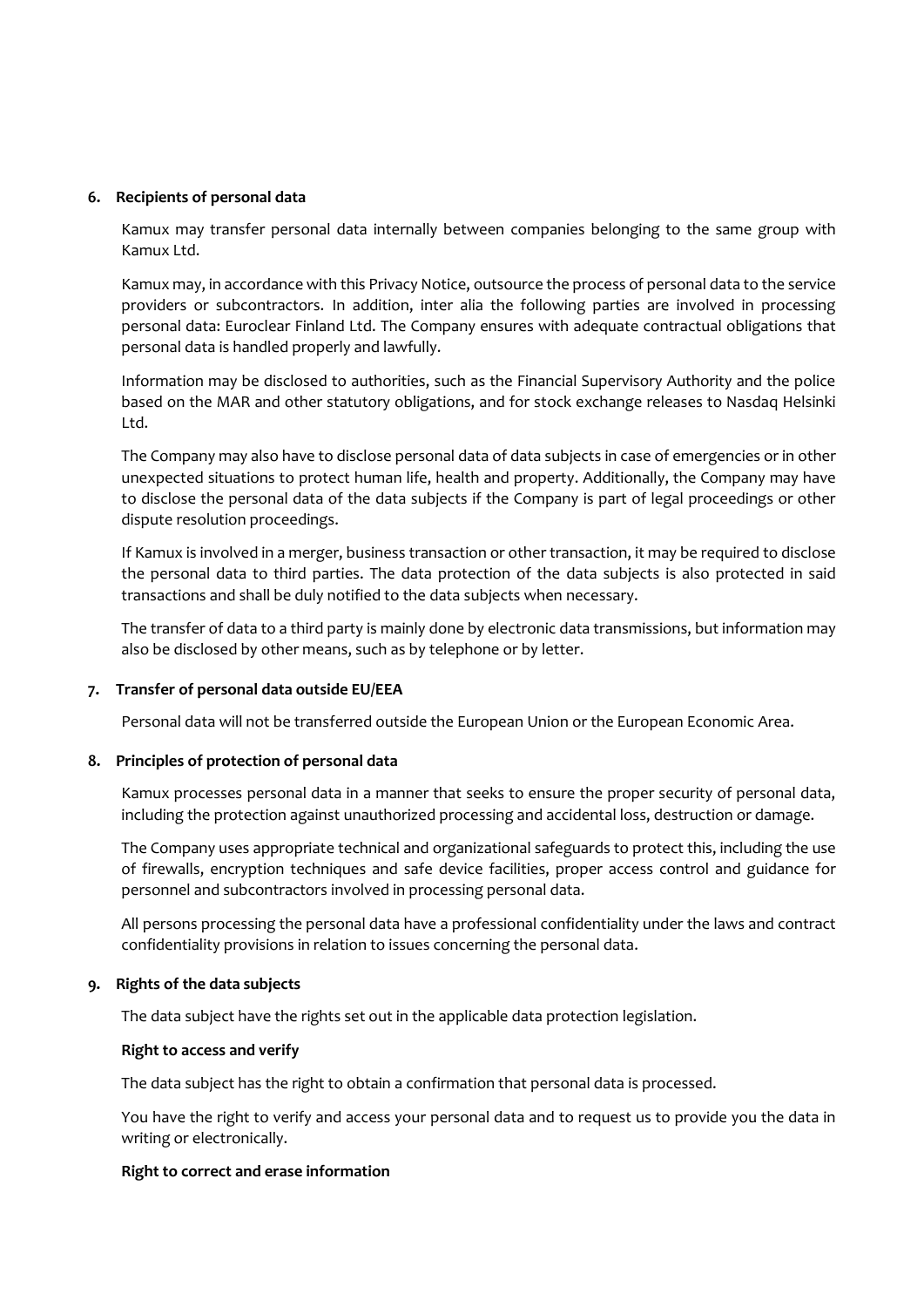## 6. Recipients of personal data

Kamux may transfer personal data internally between companies belonging to the same group with Kamux Ltd.

Kamux may, in accordance with this Privacy Notice, outsource the process of personal data to the service providers or subcontractors. In addition, inter alia the following parties are involved in processing personal data: Euroclear Finland Ltd. The Company ensures with adequate contractual obligations that personal data is handled properly and lawfully.

Information may be disclosed to authorities, such as the Financial Supervisory Authority and the police based on the MAR and other statutory obligations, and for stock exchange releases to Nasdaq Helsinki Ltd.

The Company may also have to disclose personal data of data subjects in case of emergencies or in other unexpected situations to protect human life, health and property. Additionally, the Company may have to disclose the personal data of the data subjects if the Company is part of legal proceedings or other dispute resolution proceedings.

If Kamux is involved in a merger, business transaction or other transaction, it may be required to disclose the personal data to third parties. The data protection of the data subjects is also protected in said transactions and shall be duly notified to the data subjects when necessary.

The transfer of data to a third party is mainly done by electronic data transmissions, but information may also be disclosed by other means, such as by telephone or by letter.

## 7. Transfer of personal data outside EU/EEA

Personal data will not be transferred outside the European Union or the European Economic Area.

## 8. Principles of protection of personal data

Kamux processes personal data in a manner that seeks to ensure the proper security of personal data, including the protection against unauthorized processing and accidental loss, destruction or damage.

The Company uses appropriate technical and organizational safeguards to protect this, including the use of firewalls, encryption techniques and safe device facilities, proper access control and guidance for personnel and subcontractors involved in processing personal data.

All persons processing the personal data have a professional confidentiality under the laws and contract confidentiality provisions in relation to issues concerning the personal data.

## 9. Rights of the data subjects

The data subject have the rights set out in the applicable data protection legislation.

**Right to access and verify**

The data subject has the right to obtain a confirmation that personal data is processed.

You have the right to verify and access your personal data and to request us to provide you the data in writing or electronically.

**Right to correct and erase information**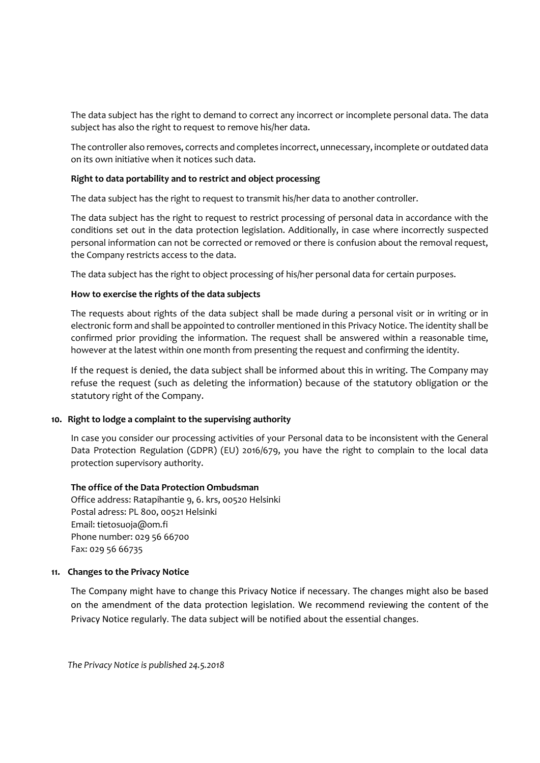The data subject has the right to demand to correct any incorrect or incomplete personal data. The data subject has also the right to request to remove his/her data.

The controller also removes, corrects and completes incorrect, unnecessary, incomplete or outdated data on its own initiative when it notices such data.

**Right to data portability and to restrict and object processing**

The data subject has the right to request to transmit his/her data to another controller.

The data subject has the right to request to restrict processing of personal data in accordance with the conditions set out in the data protection legislation. Additionally, in case where incorrectly suspected personal information can not be corrected or removed or there is confusion about the removal request, the Company restricts access to the data.

The data subject has the right to object processing of his/her personal data for certain purposes.

**How to exercise the rights of the data subjects**

The requests about rights of the data subject shall be made during a personal visit or in writing or in electronic form and shall be appointed to controller mentioned in this Privacy Notice. The identity shall be confirmed prior providing the information. The request shall be answered within a reasonable time, however at the latest within one month from presenting the request and confirming the identity.

If the request is denied, the data subject shall be informed about this in writing. The Company may refuse the request (such as deleting the information) because of the statutory obligation or the statutory right of the Company.

## 10. Right to lodge a complaint to the supervising authority

In case you consider our processing activities of your Personal data to be inconsistent with the General Data Protection Regulation (GDPR) (EU) 2016/679, you have the right to complain to the local data protection supervisory authority.

**The office of the Data Protection Ombudsman**
Office address: Ratapihantie 9, 6. krs, 00520 Helsinki
Postal adress: PL 800, 00521 Helsinki
Email: tietosuoja@om.fi
Phone number: 029 56 66700
Fax: 029 56 66735

## 11. Changes to the Privacy Notice

The Company might have to change this Privacy Notice if necessary. The changes might also be based on the amendment of the data protection legislation. We recommend reviewing the content of the Privacy Notice regularly. The data subject will be notified about the essential changes.

*The Privacy Notice is published 24.5.2018*